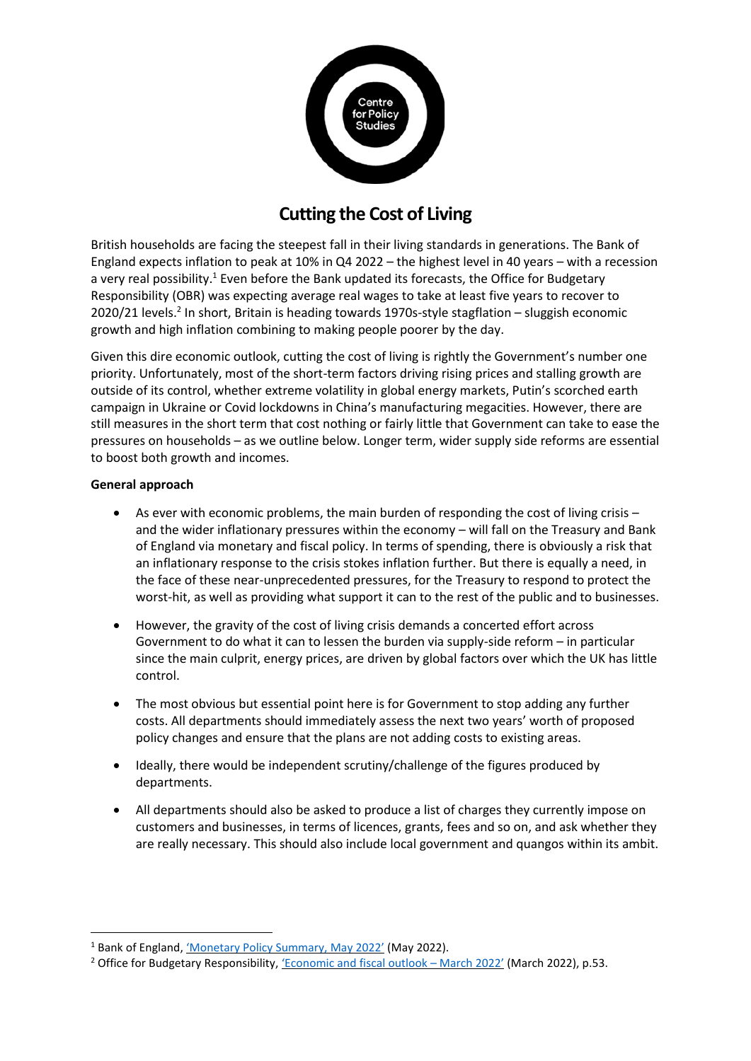# Cutting the Cost of Living

British households are facing the steepest fall in their living standards in generations. The Bank of England expects inflation to peak at 10% in Q4 2022 – the highest level in 40 years – with a recession a very real possibility.[1] Even before the Bank updated its forecasts, the Office for Budgetary Responsibility (OBR) was expecting average real wages to take at least five years to recover to 2020/21 levels.[2] In short, Britain is heading towards 1970s-style stagflation – sluggish economic growth and high inflation combining to making people poorer by the day.

Given this dire economic outlook, cutting the cost of living is rightly the Government's number one priority. Unfortunately, most of the short-term factors driving rising prices and stalling growth are outside of its control, whether extreme volatility in global energy markets, Putin's scorched earth campaign in Ukraine or Covid lockdowns in China's manufacturing megacities. However, there are still measures in the short term that cost nothing or fairly little that Government can take to ease the pressures on households – as we outline below. Longer term, wider supply side reforms are essential to boost both growth and incomes.

**General approach**

- As ever with economic problems, the main burden of responding the cost of living crisis – and the wider inflationary pressures within the economy – will fall on the Treasury and Bank of England via monetary and fiscal policy. In terms of spending, there is obviously a risk that an inflationary response to the crisis stokes inflation further. But there is equally a need, in the face of these near-unprecedented pressures, for the Treasury to respond to protect the worst-hit, as well as providing what support it can to the rest of the public and to businesses.
- However, the gravity of the cost of living crisis demands a concerted effort across Government to do what it can to lessen the burden via supply-side reform – in particular since the main culprit, energy prices, are driven by global factors over which the UK has little control.
- The most obvious but essential point here is for Government to stop adding any further costs. All departments should immediately assess the next two years' worth of proposed policy changes and ensure that the plans are not adding costs to existing areas.
- Ideally, there would be independent scrutiny/challenge of the figures produced by departments.
- All departments should also be asked to produce a list of charges they currently impose on customers and businesses, in terms of licences, grants, fees and so on, and ask whether they are really necessary. This should also include local government and quangos within its ambit.

---

[1] Bank of England, 'Monetary Policy Summary, May 2022' (May 2022).

[2] Office for Budgetary Responsibility, 'Economic and fiscal outlook – March 2022' (March 2022), p.53.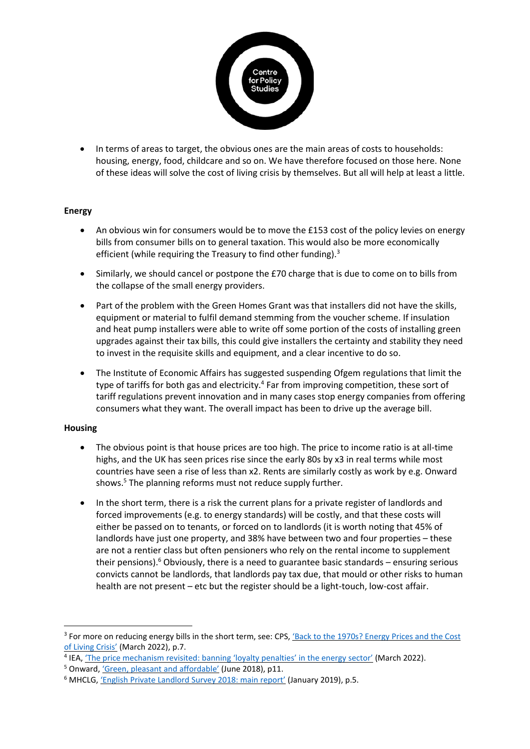- In terms of areas to target, the obvious ones are the main areas of costs to households: housing, energy, food, childcare and so on. We have therefore focused on those here. None of these ideas will solve the cost of living crisis by themselves. But all will help at least a little.

**Energy**

- An obvious win for consumers would be to move the £153 cost of the policy levies on energy bills from consumer bills on to general taxation. This would also be more economically efficient (while requiring the Treasury to find other funding).[3]
- Similarly, we should cancel or postpone the £70 charge that is due to come on to bills from the collapse of the small energy providers.
- Part of the problem with the Green Homes Grant was that installers did not have the skills, equipment or material to fulfil demand stemming from the voucher scheme. If insulation and heat pump installers were able to write off some portion of the costs of installing green upgrades against their tax bills, this could give installers the certainty and stability they need to invest in the requisite skills and equipment, and a clear incentive to do so.
- The Institute of Economic Affairs has suggested suspending Ofgem regulations that limit the type of tariffs for both gas and electricity.[4] Far from improving competition, these sort of tariff regulations prevent innovation and in many cases stop energy companies from offering consumers what they want. The overall impact has been to drive up the average bill.

**Housing**

- The obvious point is that house prices are too high. The price to income ratio is at all-time highs, and the UK has seen prices rise since the early 80s by x3 in real terms while most countries have seen a rise of less than x2. Rents are similarly costly as work by e.g. Onward shows.[5] The planning reforms must not reduce supply further.
- In the short term, there is a risk the current plans for a private register of landlords and forced improvements (e.g. to energy standards) will be costly, and that these costs will either be passed on to tenants, or forced on to landlords (it is worth noting that 45% of landlords have just one property, and 38% have between two and four properties – these are not a rentier class but often pensioners who rely on the rental income to supplement their pensions).[6] Obviously, there is a need to guarantee basic standards – ensuring serious convicts cannot be landlords, that landlords pay tax due, that mould or other risks to human health are not present – etc but the register should be a light-touch, low-cost affair.

---

[3] For more on reducing energy bills in the short term, see: CPS, 'Back to the 1970s? Energy Prices and the Cost of Living Crisis' (March 2022), p.7.

[4] IEA, 'The price mechanism revisited: banning 'loyalty penalties' in the energy sector' (March 2022).

[5] Onward, 'Green, pleasant and affordable' (June 2018), p11.

[6] MHCLG, 'English Private Landlord Survey 2018: main report' (January 2019), p.5.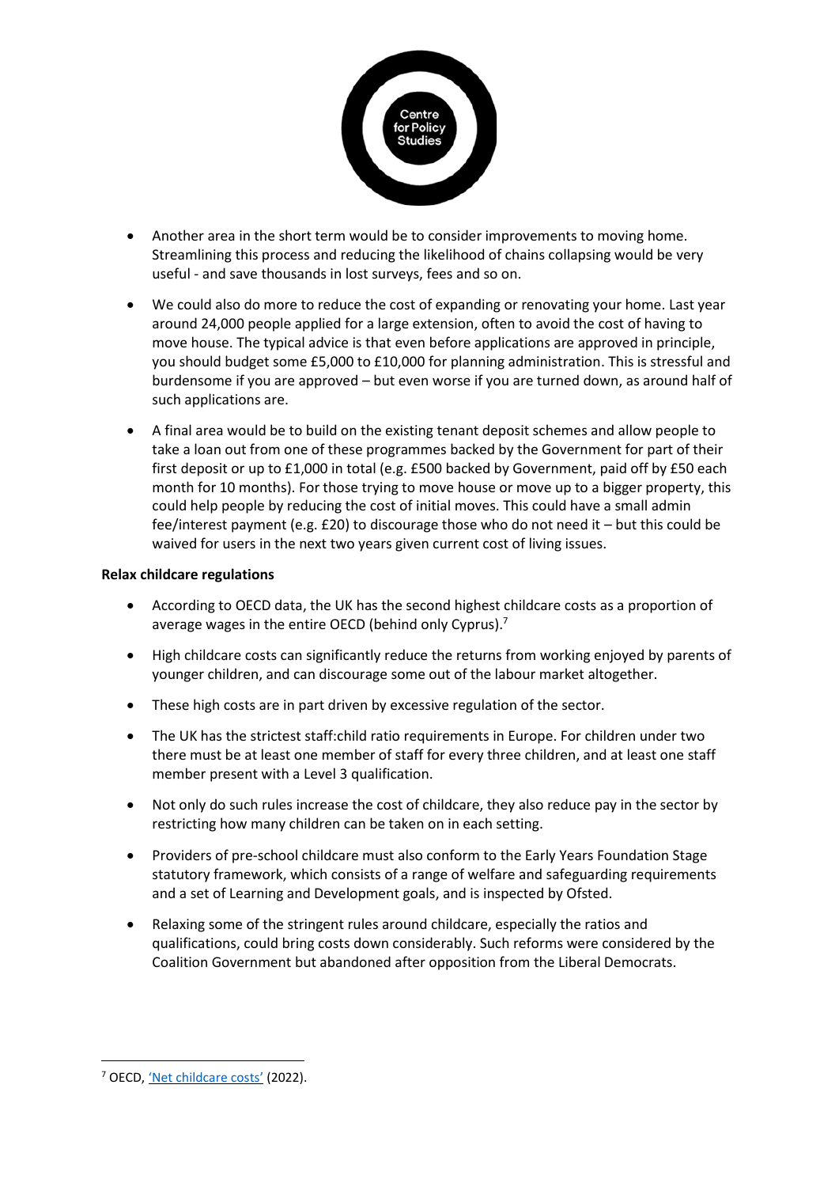- Another area in the short term would be to consider improvements to moving home. Streamlining this process and reducing the likelihood of chains collapsing would be very useful - and save thousands in lost surveys, fees and so on.

- We could also do more to reduce the cost of expanding or renovating your home. Last year around 24,000 people applied for a large extension, often to avoid the cost of having to move house. The typical advice is that even before applications are approved in principle, you should budget some £5,000 to £10,000 for planning administration. This is stressful and burdensome if you are approved – but even worse if you are turned down, as around half of such applications are.

- A final area would be to build on the existing tenant deposit schemes and allow people to take a loan out from one of these programmes backed by the Government for part of their first deposit or up to £1,000 in total (e.g. £500 backed by Government, paid off by £50 each month for 10 months). For those trying to move house or move up to a bigger property, this could help people by reducing the cost of initial moves. This could have a small admin fee/interest payment (e.g. £20) to discourage those who do not need it – but this could be waived for users in the next two years given current cost of living issues.

**Relax childcare regulations**

- According to OECD data, the UK has the second highest childcare costs as a proportion of average wages in the entire OECD (behind only Cyprus).[7]

- High childcare costs can significantly reduce the returns from working enjoyed by parents of younger children, and can discourage some out of the labour market altogether.

- These high costs are in part driven by excessive regulation of the sector.

- The UK has the strictest staff:child ratio requirements in Europe. For children under two there must be at least one member of staff for every three children, and at least one staff member present with a Level 3 qualification.

- Not only do such rules increase the cost of childcare, they also reduce pay in the sector by restricting how many children can be taken on in each setting.

- Providers of pre-school childcare must also conform to the Early Years Foundation Stage statutory framework, which consists of a range of welfare and safeguarding requirements and a set of Learning and Development goals, and is inspected by Ofsted.

- Relaxing some of the stringent rules around childcare, especially the ratios and qualifications, could bring costs down considerably. Such reforms were considered by the Coalition Government but abandoned after opposition from the Liberal Democrats.

[7] OECD, 'Net childcare costs' (2022).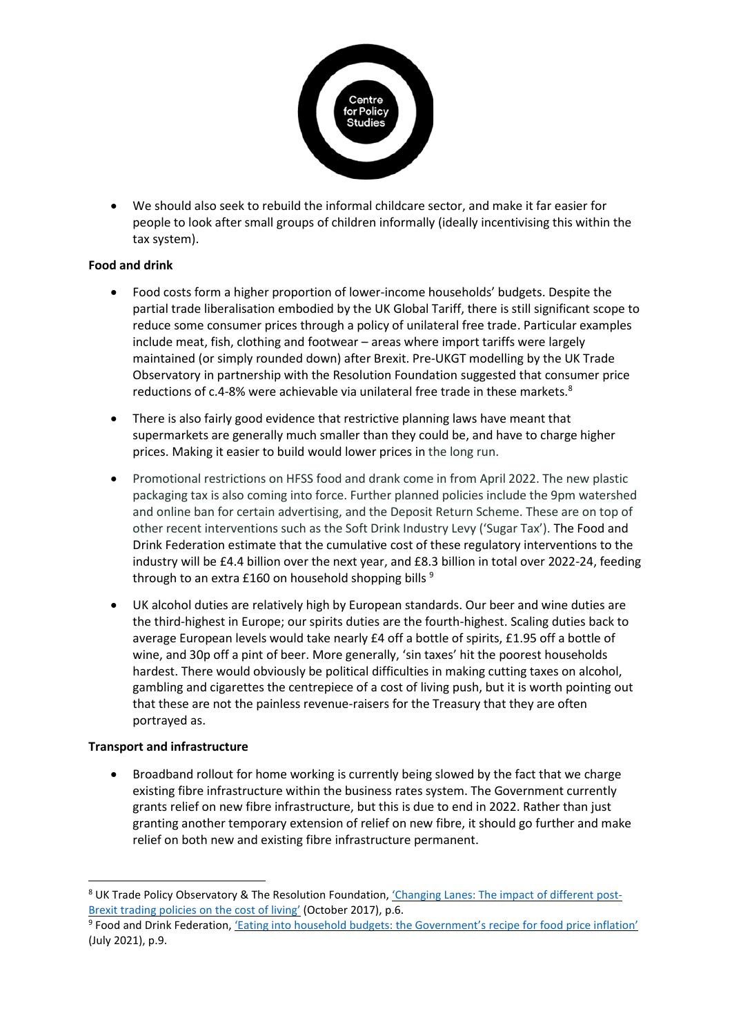- We should also seek to rebuild the informal childcare sector, and make it far easier for people to look after small groups of children informally (ideally incentivising this within the tax system).

**Food and drink**

- Food costs form a higher proportion of lower-income households' budgets. Despite the partial trade liberalisation embodied by the UK Global Tariff, there is still significant scope to reduce some consumer prices through a policy of unilateral free trade. Particular examples include meat, fish, clothing and footwear – areas where import tariffs were largely maintained (or simply rounded down) after Brexit. Pre-UKGT modelling by the UK Trade Observatory in partnership with the Resolution Foundation suggested that consumer price reductions of c.4-8% were achievable via unilateral free trade in these markets.[8]

- There is also fairly good evidence that restrictive planning laws have meant that supermarkets are generally much smaller than they could be, and have to charge higher prices. Making it easier to build would lower prices in the long run.

- Promotional restrictions on HFSS food and drank come in from April 2022. The new plastic packaging tax is also coming into force. Further planned policies include the 9pm watershed and online ban for certain advertising, and the Deposit Return Scheme. These are on top of other recent interventions such as the Soft Drink Industry Levy ('Sugar Tax'). The Food and Drink Federation estimate that the cumulative cost of these regulatory interventions to the industry will be £4.4 billion over the next year, and £8.3 billion in total over 2022-24, feeding through to an extra £160 on household shopping bills [9]

- UK alcohol duties are relatively high by European standards. Our beer and wine duties are the third-highest in Europe; our spirits duties are the fourth-highest. Scaling duties back to average European levels would take nearly £4 off a bottle of spirits, £1.95 off a bottle of wine, and 30p off a pint of beer. More generally, 'sin taxes' hit the poorest households hardest. There would obviously be political difficulties in making cutting taxes on alcohol, gambling and cigarettes the centrepiece of a cost of living push, but it is worth pointing out that these are not the painless revenue-raisers for the Treasury that they are often portrayed as.

**Transport and infrastructure**

- Broadband rollout for home working is currently being slowed by the fact that we charge existing fibre infrastructure within the business rates system. The Government currently grants relief on new fibre infrastructure, but this is due to end in 2022. Rather than just granting another temporary extension of relief on new fibre, it should go further and make relief on both new and existing fibre infrastructure permanent.

---

[8] UK Trade Policy Observatory & The Resolution Foundation, 'Changing Lanes: The impact of different post-Brexit trading policies on the cost of living' (October 2017), p.6.

[9] Food and Drink Federation, 'Eating into household budgets: the Government's recipe for food price inflation' (July 2021), p.9.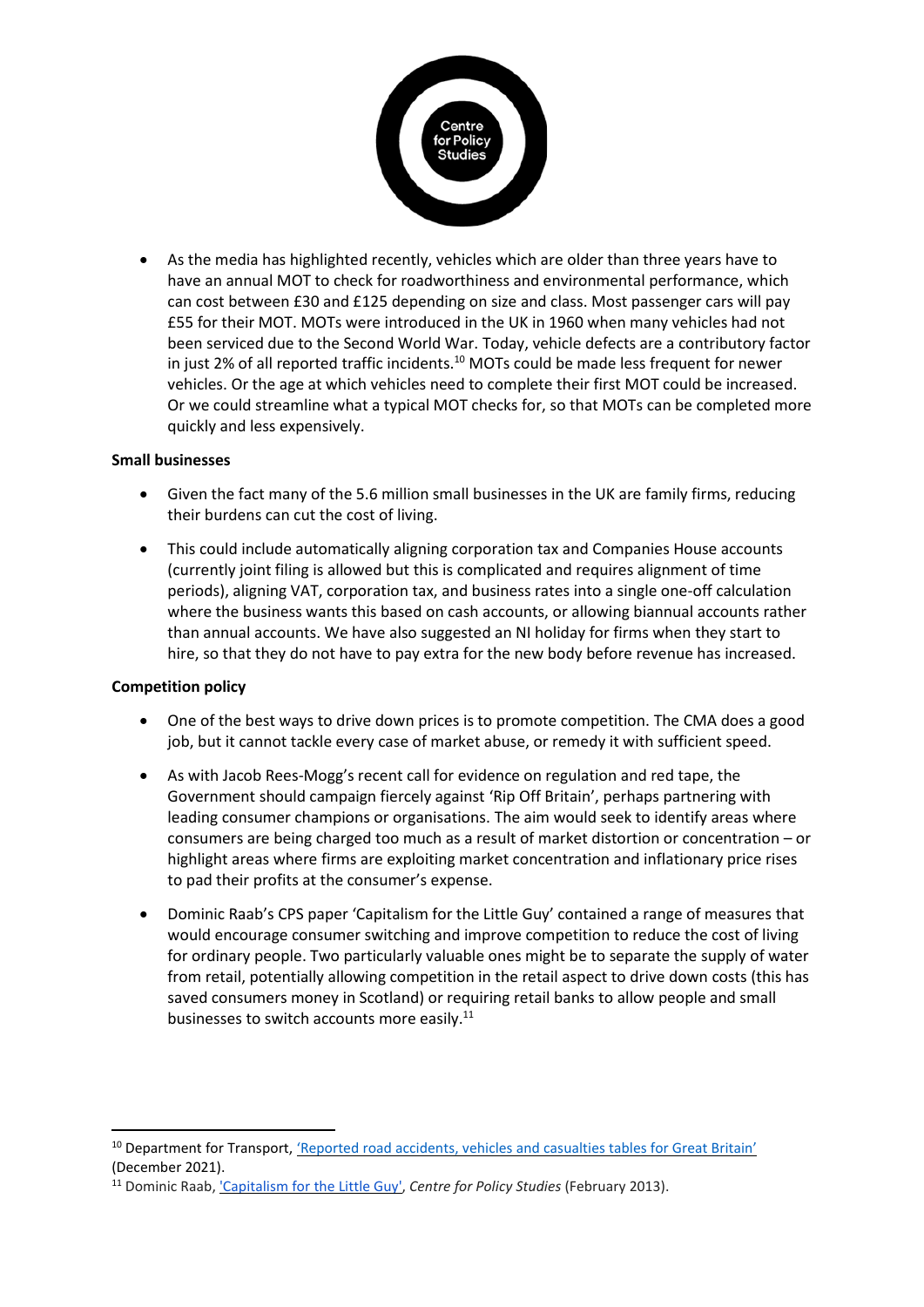- As the media has highlighted recently, vehicles which are older than three years have to have an annual MOT to check for roadworthiness and environmental performance, which can cost between £30 and £125 depending on size and class. Most passenger cars will pay £55 for their MOT. MOTs were introduced in the UK in 1960 when many vehicles had not been serviced due to the Second World War. Today, vehicle defects are a contributory factor in just 2% of all reported traffic incidents.[10] MOTs could be made less frequent for newer vehicles. Or the age at which vehicles need to complete their first MOT could be increased. Or we could streamline what a typical MOT checks for, so that MOTs can be completed more quickly and less expensively.

**Small businesses**

- Given the fact many of the 5.6 million small businesses in the UK are family firms, reducing their burdens can cut the cost of living.
- This could include automatically aligning corporation tax and Companies House accounts (currently joint filing is allowed but this is complicated and requires alignment of time periods), aligning VAT, corporation tax, and business rates into a single one-off calculation where the business wants this based on cash accounts, or allowing biannual accounts rather than annual accounts. We have also suggested an NI holiday for firms when they start to hire, so that they do not have to pay extra for the new body before revenue has increased.

**Competition policy**

- One of the best ways to drive down prices is to promote competition. The CMA does a good job, but it cannot tackle every case of market abuse, or remedy it with sufficient speed.
- As with Jacob Rees-Mogg's recent call for evidence on regulation and red tape, the Government should campaign fiercely against 'Rip Off Britain', perhaps partnering with leading consumer champions or organisations. The aim would seek to identify areas where consumers are being charged too much as a result of market distortion or concentration – or highlight areas where firms are exploiting market concentration and inflationary price rises to pad their profits at the consumer's expense.
- Dominic Raab's CPS paper 'Capitalism for the Little Guy' contained a range of measures that would encourage consumer switching and improve competition to reduce the cost of living for ordinary people. Two particularly valuable ones might be to separate the supply of water from retail, potentially allowing competition in the retail aspect to drive down costs (this has saved consumers money in Scotland) or requiring retail banks to allow people and small businesses to switch accounts more easily.[11]

---

[10] Department for Transport, 'Reported road accidents, vehicles and casualties tables for Great Britain' (December 2021).

[11] Dominic Raab, 'Capitalism for the Little Guy', *Centre for Policy Studies* (February 2013).